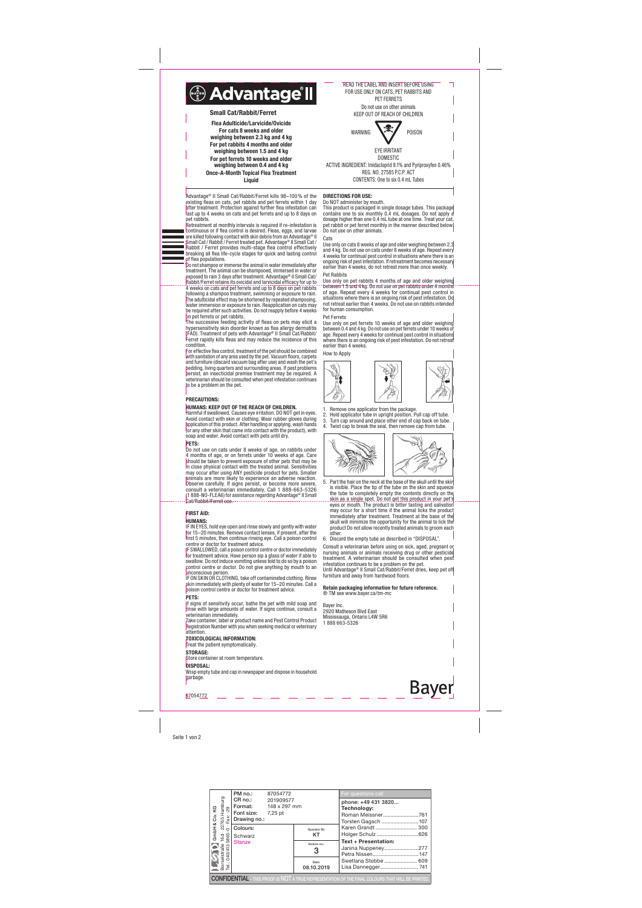# Advantage® II

**Small Cat/Rabbit/Ferret**

**Flea Adulticide/Larvicide/Ovicide**
**For cats 8 weeks and older weighing between 2.3 kg and 4 kg**
**For pet rabbits 4 months and older weighing between 1.5 and 4 kg**
**For pet ferrets 10 weeks and older weighing between 0.4 and 4 kg**
**Once-A-Month Topical Flea Treatment**
**Liquid**

READ THE LABEL AND INSERT BEFORE USING
FOR USE ONLY ON CATS, PET RABBITS AND PET FERRETS
Do not use on other animals
KEEP OUT OF REACH OF CHILDREN

WARNING POISON

EYE IRRITANT
DOMESTIC
ACTIVE INGREDIENT: Imidacloprid 9.1% and Pyriproxyfen 0.46%
REG. NO. 27585 P.C.P. ACT
CONTENTS: One to six 0.4 mL Tubes

Advantage® II Small Cat/Rabbit/Ferret kills 98–100 % of the existing fleas on cats, pet rabbits and pet ferrets within 1 day after treatment. Protection against further flea infestation can last up to 4 weeks on cats and pet ferrets and up to 8 days on pet rabbits.

Retreatment at monthly intervals is required if re-infestation is continuous or if flea control is desired. Fleas, eggs, and larvae are killed following contact with skin debris from an Advantage® II Small Cat / Rabbit / Ferret treated pet. Advantage® II Small Cat / Rabbit / Ferret provides multi-stage flea control effectively breaking all flea life-cycle stages for quick and lasting control of flea populations.

Do not shampoo or immerse the animal in water immediately after treatment. The animal can be shampooed, immersed in water or exposed to rain 3 days after treatment. Advantage® II Small Cat/Rabbit/Ferret retains its ovicidal and larvicidal efficacy for up to 4 weeks on cats and pet ferrets and up to 8 days on pet rabbits following a shampoo treatment, swimming or exposure to rain. The adulticidal effect may be shortened by repeated shampooing, water immersion or exposure to rain. Reapplication on cats may be required after such activities. Do not reapply before 4 weeks on pet ferrets or pet rabbits.

The successive feeding activity of fleas on pets may elicit a hypersensitivity skin disorder known as flea allergy dermatitis (FAD). Treatment of pets with Advantage® II Small Cat/Rabbit/Ferret rapidly kills fleas and may reduce the incidence of this condition.

For effective flea control, treatment of the pet should be combined with sanitation of any area used by the pet. Vacuum floors, carpets and furniture (discard vacuum bag after use) and wash the pet's bedding, living quarters and surrounding areas. If pest problems persist, an insecticidal premise treatment may be required. A veterinarian should be consulted when pest infestation continues to be a problem on the pet.

## PRECAUTIONS:

### HUMANS: KEEP OUT OF THE REACH OF CHILDREN.

Harmful if swallowed. Causes eye irritation. DO NOT get in eyes. Avoid contact with skin or clothing. Wear rubber gloves during application of this product. After handling or applying, wash hands (or any other skin that came into contact with the product), with soap and water. Avoid contact with pets until dry.

### PETS:

Do not use on cats under 8 weeks of age, on rabbits under 4 months of age, or on ferrets under 10 weeks of age. Care should be taken to prevent exposure of other pets that may be in close physical contact with the treated animal. Sensitivities may occur after using ANY pesticide product for pets. Smaller animals are more likely to experience an adverse reaction. Observe carefully. If signs persist, or become more severe, consult a veterinarian immediately. Call 1 888-663-5326 (1 888-NO-FLEA6) for assistance regarding Advantage® II Small Cat/Rabbit/Ferret use.

## FIRST AID:

### HUMANS:

IF IN EYES, hold eye open and rinse slowly and gently with water for 15–20 minutes. Remove contact lenses, if present, after the first 5 minutes, then continue rinsing eye. Call a poison control centre or doctor for treatment advice.

IF SWALLOWED, call a poison control centre or doctor immediately for treatment advice. Have person sip a glass of water if able to swallow. Do not induce vomiting unless told to do so by a poison control centre or doctor. Do not give anything by mouth to an unconscious person.

IF ON SKIN OR CLOTHING, take off contaminated clothing. Rinse skin immediately with plenty of water for 15–20 minutes. Call a poison control centre or doctor for treatment advice.

### PETS:

If signs of sensitivity occur, bathe the pet with mild soap and rinse with large amounts of water. If signs continue, consult a veterinarian immediately.

Take container, label or product name and Pest Control Product Registration Number with you when seeking medical or veterinary attention.

### TOXICOLOGICAL INFORMATION:

Treat the patient symptomatically.

### STORAGE:

Store container at room temperature.

### DISPOSAL:

Wrap empty tube and cap in newspaper and dispose in household garbage.

## DIRECTIONS FOR USE:

Do NOT administer by mouth.

This product is packaged in single dosage tubes. This package contains one to six monthly 0.4 mL dosages. Do not apply a dosage higher than one 0.4 mL tube at one time. Treat your cat, pet rabbit or pet ferret monthly in the manner described below. Do not use on other animals.

### Cats

Use only on cats 8 weeks of age and older weighing between 2.3 and 4 kg. Do not use on cats under 8 weeks of age. Repeat every 4 weeks for continual pest control in situations where there is an ongoing risk of pest infestation. If retreatment becomes necessary earlier than 4 weeks, do not retreat more than once weekly.

### Pet Rabbits

Use only on pet rabbits 4 months of age and older weighing between 1.5 and 4 kg. Do not use on pet rabbits under 4 months of age. Repeat every 4 weeks for continual pest control in situations where there is an ongoing risk of pest infestation. Do not retreat earlier than 4 weeks. Do not use on rabbits intended for human consumption.

### Pet Ferrets

Use only on pet ferrets 10 weeks of age and older weighing between 0.4 and 4 kg. Do not use on pet ferrets under 10 weeks of age. Repeat every 4 weeks for continual pest control in situations where there is an ongoing risk of pest infestation. Do not retreat earlier than 4 weeks.

### How to Apply

1. Remove one applicator from the package.
2. Hold applicator tube in upright position. Pull cap off tube.
3. Turn cap around and place other end of cap back on tube.
4. Twist cap to break the seal, then remove cap from tube.
5. Part the hair on the neck at the base of the skull until the skin is visible. Place the tip of the tube on the skin and squeeze the tube to completely empty the contents directly on the skin as a single spot. Do not get this product in your pet's eyes or mouth. The product is bitter tasting and salivation may occur for a short time if the animal licks the product immediately after treatment. Treatment at the base of the skull will minimize the opportunity for the animal to lick the product. Do not allow recently treated animals to groom each other.
6. Discard the empty tube as described in "DISPOSAL".

Consult a veterinarian before using on sick, aged, pregnant or nursing animals or animals receiving drug or other pesticide treatment. A veterinarian should be consulted when pest infestation continues to be a problem on the pet.

Until Advantage® II Small Cat/Rabbit/Ferret dries, keep pet off furniture and away from hardwood floors.

**Retain packaging information for future reference.**
® TM see www.bayer.ca/tm-mc

Bayer Inc.
2920 Matheson Blvd East
Mississauga, Ontario L4W 5R6
1 888 663-5326

Bayer

87054772

| | |
|---|---|
| PM no.: | 87054772 |
| CR no.: | 201909577 |
| Format: | 148 x 297 mm |
| Font size: | 7,25 pt |
| Drawing no.: | |
| Colours: | Schwarz, Stanze |
| Operator ID: | KT |
| Version no.: | 3 |
| Date: | 08.10.2019 |

GmbH & Co. KG, Borsteler Chaussee... 22453 Hamburg, Tel.: 040/413 3860-0, Fax: -29

For questions call
phone: +49 431 3820...

**Technology:**
Roman Meissner....761
Torsten Gagsch....107
Karen Grandt....300
Holger Schulz....626

**Text + Presentation:**
Janina Nuppeney....277
Petra Nissen....147
Svetlana Stobbe....609
Lisa Dannegger....741

CONFIDENTIAL - THIS PROOF IS NOT A TRUE REPRESENTATION OF THE FINAL COLOURS THAT WILL BE PRINTED.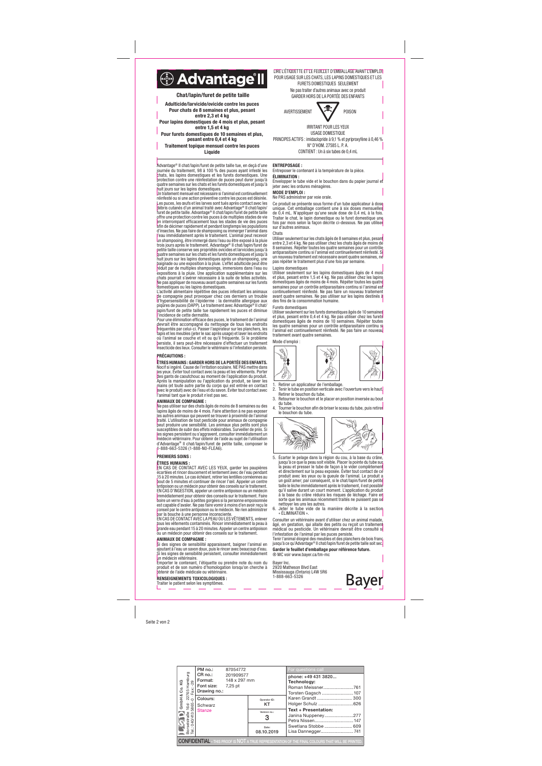# Advantage® II

## Chat/lapin/furet de petite taille

**Adulticide/larvicide/ovicide contre les puces**
**Pour chats de 8 semaines et plus, pesant entre 2,3 et 4 kg**
**Pour lapins domestiques de 4 mois et plus, pesant entre 1,5 et 4 kg**
**Pour furets domestiques de 10 semaines et plus, pesant entre 0,4 et 4 kg**
**Traitement topique mensuel contre les puces**
**Liquide**

Advantage® II chat/lapin/furet de petite taille tue, en deçà d'une journée du traitement, 98 à 100 % des puces ayant infesté les chats, les lapins domestiques et les furets domestiques. Une protection contre une réinfestation de puces peut durer jusqu'à quatre semaines sur les chats et les furets domestiques et jusqu'à huit jours sur les lapins domestiques.

Un traitement mensuel est nécessaire si l'animal est continuellement réinfesté ou si une action préventive contre les puces est désirée.

Les puces, les œufs et les larves sont tués après contact avec les débris cutanés d'un animal traité avec Advantage® II chat/lapin/furet de petite taille. Advantage® II chat/lapin/furet de petite taille offre une protection contre les puces à de multiples stades de vie en interrompant efficacement tous les stades de vie des puces afin de décimer rapidement et pendant longtemps les populations d'insectes. Ne pas faire de shampooing ou immerger l'animal dans l'eau immédiatement après le traitement. L'animal peut recevoir un shampooing, être immergé dans l'eau ou être exposé à la pluie trois jours après le traitement. Advantage® II chat/lapin/furet de petite taille conserve ses propriétés ovicides et larvicides jusqu'à quatre semaines sur les chats et les furets domestiques et jusqu'à huit jours sur les lapins domestiques après un shampooing, une baignade ou une exposition à la pluie. L'effet adulticide peut être réduit par de multiples shampooings, immersions dans l'eau ou expositions à la pluie. Une application supplémentaire sur les chats pourrait s'avérer nécessaire à la suite de telles activités. Ne pas appliquer de nouveau avant quatre semaines sur les furets domestiques ou les lapins domestiques.

L'activité alimentaire répétitive des puces infestant les animaux de compagnie peut provoquer chez ces derniers un trouble d'hypersensibilité de l'épiderme : la dermatite allergique aux piqûres de puces (DAPP). Le traitement avec Advantage® II chat/lapin/furet de petite taille tue rapidement les puces et diminue l'incidence de cette dermatite.

Pour une élimination efficace des puces, le traitement de l'animal devrait être accompagné du nettoyage de tous les endroits fréquentés par celui-ci. Passer l'aspirateur sur les planchers, les tapis et les meubles (jeter le sac après usage) et laver les endroits où l'animal se couche et vit ou qu'il fréquente. Si le problème persiste, il sera peut-être nécessaire d'effectuer un traitement insecticide des lieux. Consulter le vétérinaire si l'infestation persiste.

### PRÉCAUTIONS :

**ÊTRES HUMAINS : GARDER HORS DE LA PORTÉE DES ENFANTS.** Nocif si ingéré. Cause de l'irritation oculaire. NE PAS mettre dans les yeux. Éviter tout contact avec la peau et les vêtements. Porter des gants de caoutchouc au moment de l'application du produit. Après la manipulation ou l'application du produit, se laver les mains (et toute autre partie du corps qui est entrée en contact avec le produit) avec de l'eau et du savon. Éviter tout contact avec l'animal tant que le produit n'est pas sec.

**ANIMAUX DE COMPAGNIE :**
Ne pas utiliser sur des chats âgés de moins de 8 semaines ou des lapins âgés de moins de 4 mois. Faire attention à ne pas exposer les autres animaux qui peuvent se trouver à proximité de l'animal traité. L'utilisation de tout pesticide pour animaux de compagnie peut produire une sensibilité. Les animaux plus petits sont plus susceptibles de subir des effets indésirables. Surveiller de près. Si les signes persistent ou s'aggravent, consulter immédiatement un médecin vétérinaire. Pour obtenir de l'aide au sujet de l'utilisation d'Advantage® II chat/lapin/furet de petite taille, composer le 1-888-663-5326 (1-888-NO-FLEA6).

### PREMIERS SOINS :

**ÊTRES HUMAINS :**
EN CAS DE CONTACT AVEC LES YEUX, garder les paupières écartées et rincer doucement et lentement avec de l'eau pendant 15 à 20 minutes. Le cas échéant, retirer les lentilles cornéennes au bout de 5 minutes et continuer de rincer l'œil. Appeler un centre antipoison ou un médecin pour obtenir des conseils sur le traitement. EN CAS D'INGESTION, appeler un centre antipoison ou un médecin immédiatement pour obtenir des conseils sur le traitement. Faire boire un verre d'eau à petites gorgées si la personne empoisonnée est capable d'avaler. Ne pas faire vomir à moins d'en avoir reçu le conseil par le centre antipoison ou le médecin. Ne rien administrer par la bouche à une personne inconsciente.
EN CAS DE CONTACT AVEC LA PEAU OU LES VÊTEMENTS, enlever tous les vêtements contaminés. Rincer immédiatement la peau à grande eau pendant 15 à 20 minutes. Appeler un centre antipoison ou un médecin pour obtenir des conseils sur le traitement.

**ANIMAUX DE COMPAGNIE :**
Si des signes de sensibilité apparaissent, baigner l'animal en ajoutant à l'eau un savon doux, puis le rincer avec beaucoup d'eau. Si les signes de sensibilité persistent, consulter immédiatement un médecin vétérinaire.
Emporter le contenant, l'étiquette ou prendre note du nom du produit et de son numéro d'homologation lorsqu'on cherche à obtenir de l'aide médicale ou vétérinaire.

**RENSEIGNEMENTS TOXICOLOGIQUES :**
Traiter le patient selon les symptômes.

LIRE L'ÉTIQUETTE ET LE FEUILLET D'EMBALLAGE AVANT L'EMPLOI
POUR USAGE SUR LES CHATS, LES LAPINS DOMESTIQUES ET LES FURETS DOMESTIQUES SEULEMENT
Ne pas traiter d'autres animaux avec ce produit
GARDER HORS DE LA PORTÉE DES ENFANTS

AVERTISSEMENT POISON

IRRITANT POUR LES YEUX
USAGE DOMESTIQUE
PRINCIPES ACTIFS : imidaclopride à 9,1 % et pyriproxyfène à 0,46 %
N° D'HOM. 27585 L. P. A.
CONTIENT : Un à six tubes de 0,4 mL

### ENTREPOSAGE :
Entreposer le contenant à la température de la pièce.

### ÉLIMINATION :
Envelopper le tube vide et le bouchon dans du papier journal et jeter avec les ordures ménagères.

### MODE D'EMPLOI :
Ne PAS administrer par voie orale.

Ce produit se présente sous forme d'un tube applicateur à dose unique. Cet emballage contient une à six doses mensuelles de 0,4 mL. N'appliquer qu'une seule dose de 0,4 mL à la fois. Traiter le chat, le lapin domestique ou le furet domestique une fois par mois selon la façon décrite ci-dessous. Ne pas utiliser sur d'autres animaux.

Chats
Utiliser seulement sur les chats âgés de 8 semaines et plus, pesant entre 2,3 et 4 kg. Ne pas utiliser chez les chats âgés de moins de 8 semaines. Répéter toutes les quatre semaines pour un contrôle antiparasitaire continu si l'animal est continuellement réinfesté. Si un nouveau traitement est nécessaire avant quatre semaines, ne pas répéter le traitement plus d'une fois par semaine.

Lapins domestiques
Utiliser seulement sur les lapins domestiques âgés de 4 mois et plus, pesant entre 1,5 et 4 kg. Ne pas utiliser chez les lapins domestiques âgés de moins de 4 mois. Répéter toutes les quatre semaines pour un contrôle antiparasitaire continu si l'animal est continuellement réinfesté. Ne pas faire un nouveau traitement avant quatre semaines. Ne pas utiliser sur les lapins destinés à des fins de la consommation humaine.

Furets domestiques
Utiliser seulement sur les furets domestiques âgés de 10 semaines et plus, pesant entre 0,4 et 4 kg. Ne pas utiliser chez les furets domestiques âgés de moins de 10 semaines. Répéter toutes les quatre semaines pour un contrôle antiparasitaire continu si l'animal est continuellement réinfesté. Ne pas faire un nouveau traitement avant quatre semaines.

Mode d'emploi :

1. Retirer un applicateur de l'emballage.
2. Tenir le tube en position verticale avec l'ouverture vers le haut. Retirer le bouchon du tube.
3. Retourner le bouchon et le placer en position inversée au bout du tube.
4. Tourner le bouchon afin de briser le sceau du tube, puis retirer le bouchon du tube.
5. Écarter le pelage dans la région du cou, à la base du crâne, jusqu'à ce que la peau soit visible. Placer la pointe du tube sur la peau et presser le tube de façon à le vider complètement et directement sur la peau exposée. Éviter tout contact de ce produit avec les yeux ou la gueule de l'animal. Le produit a un goût amer; par conséquent, si le chat/lapin/furet de petite taille le lèche immédiatement après le traitement, il est possible qu'il salive durant un court moment. L'application du produit à la base du crâne réduira les risques de léchage. Faire en sorte que les animaux récemment traités ne puissent pas se nettoyer les uns les autres.
6. Jeter le tube vide de la manière décrite à la section « ÉLIMINATION ».

Consulter un vétérinaire avant d'utiliser chez un animal malade, âgé, en gestation, qui allaite des petits ou reçoit un traitement médical ou pesticide. Un vétérinaire devrait être consulté si l'infestation de l'animal par les puces persiste.
Tenir l'animal éloigné des meubles et des planchers de bois franc jusqu'à ce qu'Advantage® II chat/lapin/furet de petite taille soit sec.

**Garder le feuillet d'emballage pour référence future.**
® MC voir www.bayer.ca/tm-mc

Bayer Inc.
2920 Matheson Blvd East
Mississauga (Ontario) L4W 5R6
1-888-663-5326

Bayer

| | | | |
|---|---|---|---|
| GmbH & Co. KG, Borselstraße 16d 22765 Hamburg, Tel.: 040/413 3690-0 Fax: -29 | PM no.: 87054772<br>CR no.: 201909577<br>Format: 148 x 297 mm<br>Font size: 7,25 pt<br>Drawing no.: | | For questions call<br>phone: +49 431 3820...<br>**Technology:**<br>Roman Meissner.....761<br>Torsten Gagsch.....107<br>Karen Grandt.....300<br>Holger Schulz.....626<br>**Text + Presentation:**<br>Janina Nuppeney.....277<br>Petra Nissen.....147<br>Swetlana Stobbe.....609<br>Lisa Dannegger.....741 |
| | Colours: Schwarz, Stanze | Operator ID: KT<br>Version no.: 3<br>Date: 08.10.2019 | |

CONFIDENTIAL - THIS PROOF IS NOT A TRUE REPRESENTATION OF THE FINAL COLOURS THAT WILL BE PRINTED.